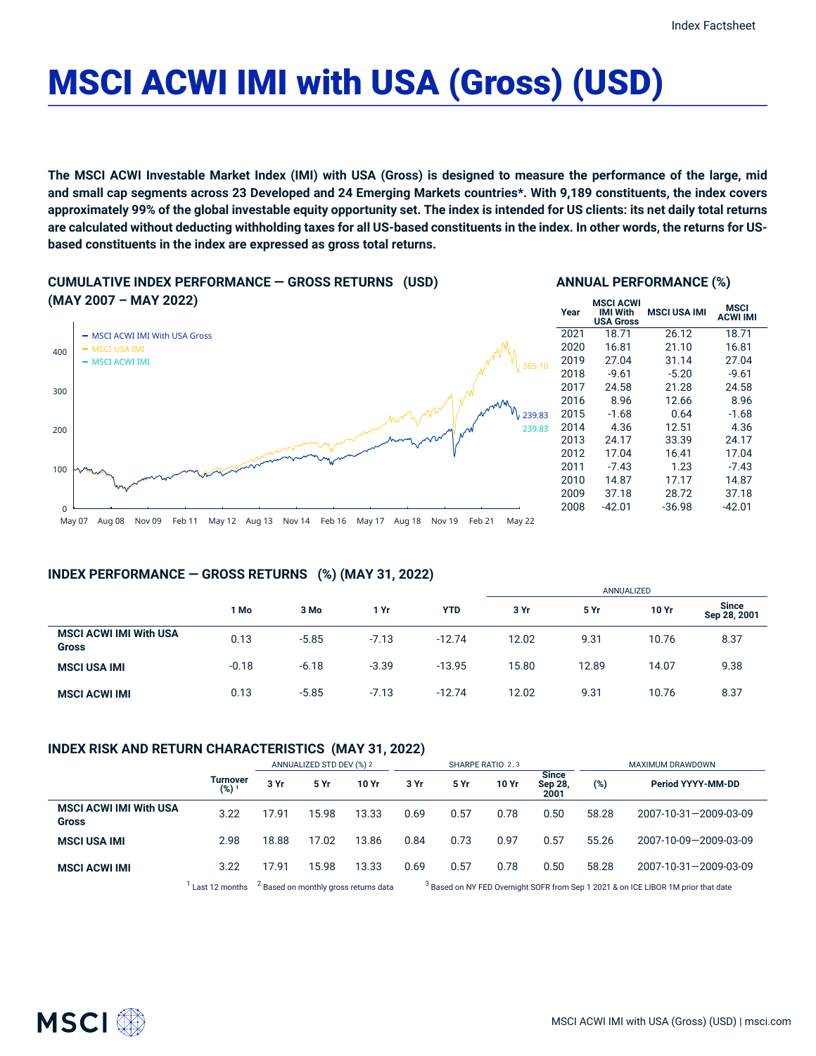# MSCI ACWI IMI with USA (Gross) (USD)

**The MSCI ACWI Investable Market Index (IMI) with USA (Gross) is designed to measure the performance of the large, mid and small cap segments across 23 Developed and 24 Emerging Markets countries*. With 9,189 constituents, the index covers approximately 99% of the global investable equity opportunity set. The index is intended for US clients: its net daily total returns are calculated without deducting withholding taxes for all US-based constituents in the index. In other words, the returns for US-based constituents in the index are expressed as gross total returns.**

## CUMULATIVE INDEX PERFORMANCE — GROSS RETURNS (USD) (MAY 2007 – MAY 2022)

- MSCI ACWI IMI With USA Gross: 239.83
- MSCI USA IMI: 365.10
- MSCI ACWI IMI: 239.83

## ANNUAL PERFORMANCE (%)

| Year | MSCI ACWI IMI With USA Gross | MSCI USA IMI | MSCI ACWI IMI |
|---|---|---|---|
| 2021 | 18.71 | 26.12 | 18.71 |
| 2020 | 16.81 | 21.10 | 16.81 |
| 2019 | 27.04 | 31.14 | 27.04 |
| 2018 | -9.61 | -5.20 | -9.61 |
| 2017 | 24.58 | 21.28 | 24.58 |
| 2016 | 8.96 | 12.66 | 8.96 |
| 2015 | -1.68 | 0.64 | -1.68 |
| 2014 | 4.36 | 12.51 | 4.36 |
| 2013 | 24.17 | 33.39 | 24.17 |
| 2012 | 17.04 | 16.41 | 17.04 |
| 2011 | -7.43 | 1.23 | -7.43 |
| 2010 | 14.87 | 17.17 | 14.87 |
| 2009 | 37.18 | 28.72 | 37.18 |
| 2008 | -42.01 | -36.98 | -42.01 |

## INDEX PERFORMANCE — GROSS RETURNS (%) (MAY 31, 2022)

| | | | | | ANNUALIZED | | | |
|---|---|---|---|---|---|---|---|---|
| | 1 Mo | 3 Mo | 1 Yr | YTD | 3 Yr | 5 Yr | 10 Yr | Since Sep 28, 2001 |
| **MSCI ACWI IMI With USA Gross** | 0.13 | -5.85 | -7.13 | -12.74 | 12.02 | 9.31 | 10.76 | 8.37 |
| **MSCI USA IMI** | -0.18 | -6.18 | -3.39 | -13.95 | 15.80 | 12.89 | 14.07 | 9.38 |
| **MSCI ACWI IMI** | 0.13 | -5.85 | -7.13 | -12.74 | 12.02 | 9.31 | 10.76 | 8.37 |

## INDEX RISK AND RETURN CHARACTERISTICS (MAY 31, 2022)

| | | ANNUALIZED STD DEV (%) [2] | | | SHARPE RATIO [2,3] | | | | MAXIMUM DRAWDOWN | |
|---|---|---|---|---|---|---|---|---|---|---|
| | Turnover (%) [1] | 3 Yr | 5 Yr | 10 Yr | 3 Yr | 5 Yr | 10 Yr | Since Sep 28, 2001 | (%) | Period YYYY-MM-DD |
| **MSCI ACWI IMI With USA Gross** | 3.22 | 17.91 | 15.98 | 13.33 | 0.69 | 0.57 | 0.78 | 0.50 | 58.28 | 2007-10-31—2009-03-09 |
| **MSCI USA IMI** | 2.98 | 18.88 | 17.02 | 13.86 | 0.84 | 0.73 | 0.97 | 0.57 | 55.26 | 2007-10-09—2009-03-09 |
| **MSCI ACWI IMI** | 3.22 | 17.91 | 15.98 | 13.33 | 0.69 | 0.57 | 0.78 | 0.50 | 58.28 | 2007-10-31—2009-03-09 |

[1] Last 12 months [2] Based on monthly gross returns data [3] Based on NY FED Overnight SOFR from Sep 1 2021 & on ICE LIBOR 1M prior that date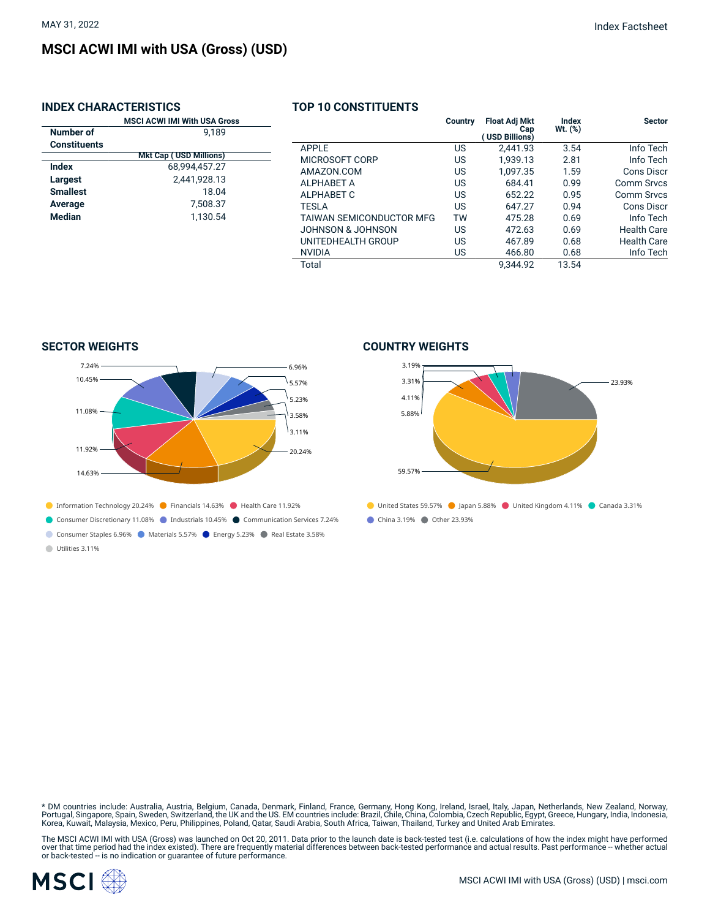MAY 31, 2022

Index Factsheet

# MSCI ACWI IMI with USA (Gross) (USD)

## INDEX CHARACTERISTICS

| | MSCI ACWI IMI With USA Gross |
|---|---|
| **Number of Constituents** | 9,189 |
| | **Mkt Cap ( USD Millions)** |
| **Index** | 68,994,457.27 |
| **Largest** | 2,441,928.13 |
| **Smallest** | 18.04 |
| **Average** | 7,508.37 |
| **Median** | 1,130.54 |

## TOP 10 CONSTITUENTS

| | Country | Float Adj Mkt Cap ( USD Billions) | Index Wt. (%) | Sector |
|---|---|---|---|---|
| APPLE | US | 2,441.93 | 3.54 | Info Tech |
| MICROSOFT CORP | US | 1,939.13 | 2.81 | Info Tech |
| AMAZON.COM | US | 1,097.35 | 1.59 | Cons Discr |
| ALPHABET A | US | 684.41 | 0.99 | Comm Srvcs |
| ALPHABET C | US | 652.22 | 0.95 | Comm Srvcs |
| TESLA | US | 647.27 | 0.94 | Cons Discr |
| TAIWAN SEMICONDUCTOR MFG | TW | 475.28 | 0.69 | Info Tech |
| JOHNSON & JOHNSON | US | 472.63 | 0.69 | Health Care |
| UNITEDHEALTH GROUP | US | 467.89 | 0.68 | Health Care |
| NVIDIA | US | 466.80 | 0.68 | Info Tech |
| Total | | 9,344.92 | 13.54 | |

## SECTOR WEIGHTS

Information Technology 20.24%, Financials 14.63%, Health Care 11.92%, Consumer Discretionary 11.08%, Industrials 10.45%, Communication Services 7.24%, Consumer Staples 6.96%, Materials 5.57%, Energy 5.23%, Real Estate 3.58%, Utilities 3.11%

## COUNTRY WEIGHTS

United States 59.57%, Japan 5.88%, United Kingdom 4.11%, Canada 3.31%, China 3.19%, Other 23.93%

* DM countries include: Australia, Austria, Belgium, Canada, Denmark, Finland, France, Germany, Hong Kong, Ireland, Israel, Italy, Japan, Netherlands, New Zealand, Norway, Portugal, Singapore, Spain, Sweden, Switzerland, the UK and the US. EM countries include: Brazil, Chile, China, Colombia, Czech Republic, Egypt, Greece, Hungary, India, Indonesia, Korea, Kuwait, Malaysia, Mexico, Peru, Philippines, Poland, Qatar, Saudi Arabia, South Africa, Taiwan, Thailand, Turkey and United Arab Emirates.

The MSCI ACWI IMI with USA (Gross) was launched on Oct 20, 2011. Data prior to the launch date is back-tested test (i.e. calculations of how the index might have performed over that time period had the index existed). There are frequently material differences between back-tested performance and actual results. Past performance -- whether actual or back-tested -- is no indication or guarantee of future performance.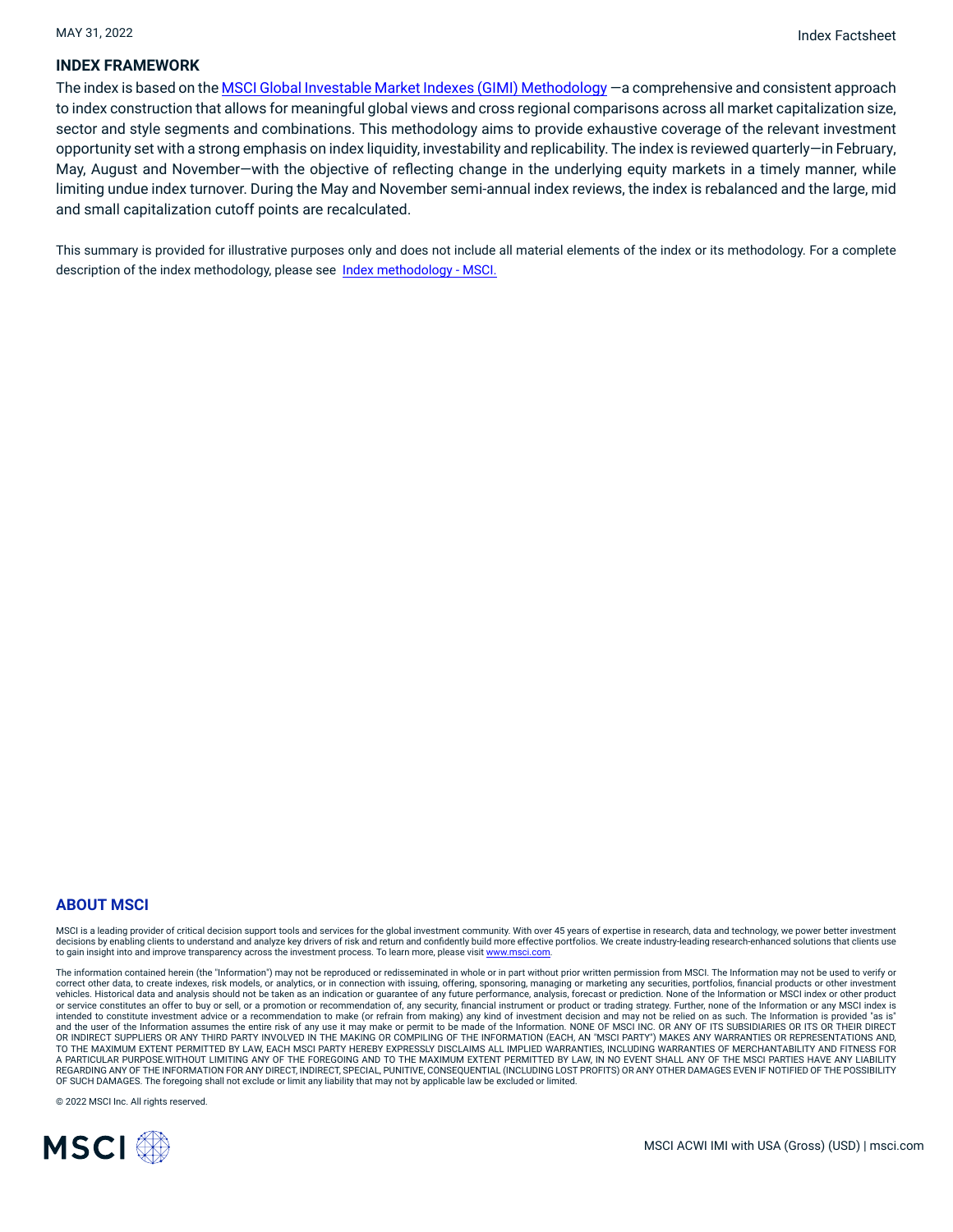## INDEX FRAMEWORK

The index is based on the MSCI Global Investable Market Indexes (GIMI) Methodology —a comprehensive and consistent approach to index construction that allows for meaningful global views and cross regional comparisons across all market capitalization size, sector and style segments and combinations. This methodology aims to provide exhaustive coverage of the relevant investment opportunity set with a strong emphasis on index liquidity, investability and replicability. The index is reviewed quarterly—in February, May, August and November—with the objective of reflecting change in the underlying equity markets in a timely manner, while limiting undue index turnover. During the May and November semi-annual index reviews, the index is rebalanced and the large, mid and small capitalization cutoff points are recalculated.

This summary is provided for illustrative purposes only and does not include all material elements of the index or its methodology. For a complete description of the index methodology, please see Index methodology - MSCI.

## ABOUT MSCI

MSCI is a leading provider of critical decision support tools and services for the global investment community. With over 45 years of expertise in research, data and technology, we power better investment decisions by enabling clients to understand and analyze key drivers of risk and return and confidently build more effective portfolios. We create industry-leading research-enhanced solutions that clients use to gain insight into and improve transparency across the investment process. To learn more, please visit www.msci.com.

The information contained herein (the "Information") may not be reproduced or redisseminated in whole or in part without prior written permission from MSCI. The Information may not be used to verify or correct other data, to create indexes, risk models, or analytics, or in connection with issuing, offering, sponsoring, managing or marketing any securities, portfolios, financial products or other investment vehicles. Historical data and analysis should not be taken as an indication or guarantee of any future performance, analysis, forecast or prediction. None of the Information or MSCI index or other product or service constitutes an offer to buy or sell, or a promotion or recommendation of, any security, financial instrument or product or trading strategy. Further, none of the Information or any MSCI index is intended to constitute investment advice or a recommendation to make (or refrain from making) any kind of investment decision and may not be relied on as such. The Information is provided "as is" and the user of the Information assumes the entire risk of any use it may make or permit to be made of the Information. NONE OF MSCI INC. OR ANY OF ITS SUBSIDIARIES OR ITS OR THEIR DIRECT OR INDIRECT SUPPLIERS OR ANY THIRD PARTY INVOLVED IN THE MAKING OR COMPILING OF THE INFORMATION (EACH, AN "MSCI PARTY") MAKES ANY WARRANTIES OR REPRESENTATIONS AND, TO THE MAXIMUM EXTENT PERMITTED BY LAW, EACH MSCI PARTY HEREBY EXPRESSLY DISCLAIMS ALL IMPLIED WARRANTIES, INCLUDING WARRANTIES OF MERCHANTABILITY AND FITNESS FOR A PARTICULAR PURPOSE.WITHOUT LIMITING ANY OF THE FOREGOING AND TO THE MAXIMUM EXTENT PERMITTED BY LAW, IN NO EVENT SHALL ANY OF THE MSCI PARTIES HAVE ANY LIABILITY REGARDING ANY OF THE INFORMATION FOR ANY DIRECT, INDIRECT, SPECIAL, PUNITIVE, CONSEQUENTIAL (INCLUDING LOST PROFITS) OR ANY OTHER DAMAGES EVEN IF NOTIFIED OF THE POSSIBILITY OF SUCH DAMAGES. The foregoing shall not exclude or limit any liability that may not by applicable law be excluded or limited.

© 2022 MSCI Inc. All rights reserved.